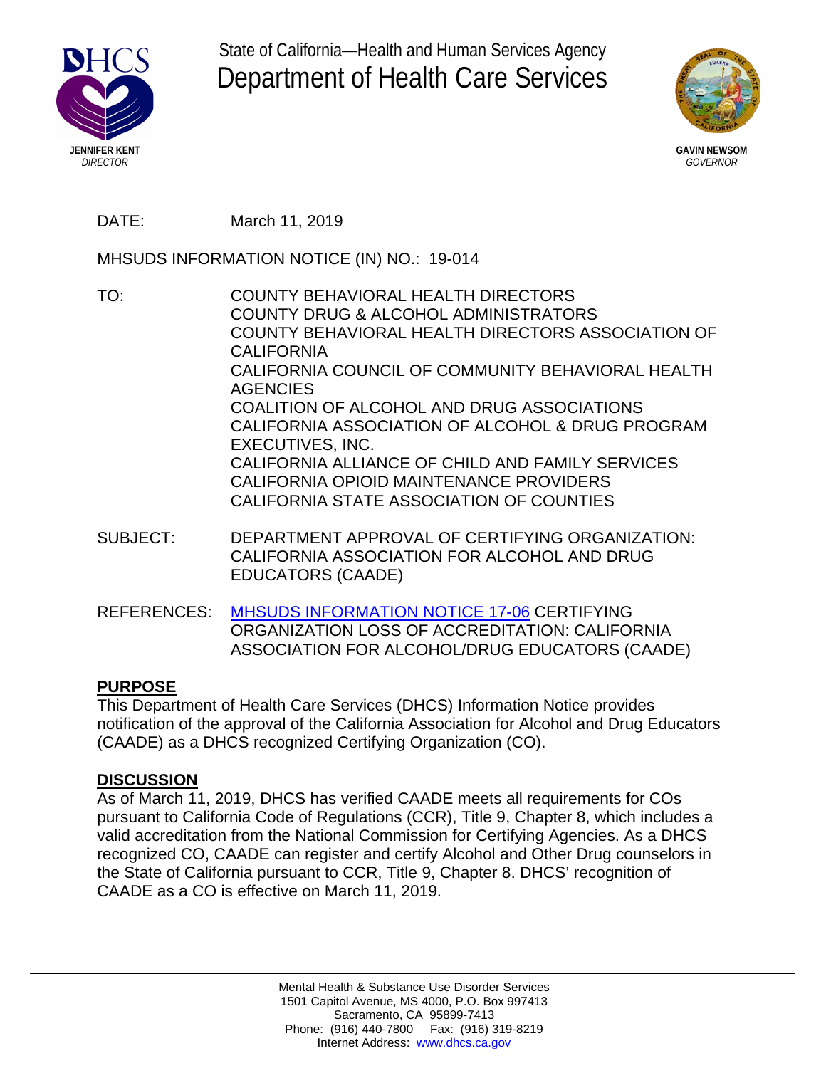State of California—Health and Human Services Agency

# Department of Health Care Services

**JENNIFER KENT**
*DIRECTOR*

**GAVIN NEWSOM**
*GOVERNOR*

DATE: March 11, 2019

MHSUDS INFORMATION NOTICE (IN) NO.: 19-014

TO: COUNTY BEHAVIORAL HEALTH DIRECTORS
COUNTY DRUG & ALCOHOL ADMINISTRATORS
COUNTY BEHAVIORAL HEALTH DIRECTORS ASSOCIATION OF CALIFORNIA
CALIFORNIA COUNCIL OF COMMUNITY BEHAVIORAL HEALTH AGENCIES
COALITION OF ALCOHOL AND DRUG ASSOCIATIONS
CALIFORNIA ASSOCIATION OF ALCOHOL & DRUG PROGRAM EXECUTIVES, INC.
CALIFORNIA ALLIANCE OF CHILD AND FAMILY SERVICES
CALIFORNIA OPIOID MAINTENANCE PROVIDERS
CALIFORNIA STATE ASSOCIATION OF COUNTIES

SUBJECT: DEPARTMENT APPROVAL OF CERTIFYING ORGANIZATION: CALIFORNIA ASSOCIATION FOR ALCOHOL AND DRUG EDUCATORS (CAADE)

REFERENCES: MHSUDS INFORMATION NOTICE 17-06 CERTIFYING ORGANIZATION LOSS OF ACCREDITATION: CALIFORNIA ASSOCIATION FOR ALCOHOL/DRUG EDUCATORS (CAADE)

## PURPOSE

This Department of Health Care Services (DHCS) Information Notice provides notification of the approval of the California Association for Alcohol and Drug Educators (CAADE) as a DHCS recognized Certifying Organization (CO).

## DISCUSSION

As of March 11, 2019, DHCS has verified CAADE meets all requirements for COs pursuant to California Code of Regulations (CCR), Title 9, Chapter 8, which includes a valid accreditation from the National Commission for Certifying Agencies. As a DHCS recognized CO, CAADE can register and certify Alcohol and Other Drug counselors in the State of California pursuant to CCR, Title 9, Chapter 8. DHCS' recognition of CAADE as a CO is effective on March 11, 2019.

Mental Health & Substance Use Disorder Services
1501 Capitol Avenue, MS 4000, P.O. Box 997413
Sacramento, CA 95899-7413
Phone: (916) 440-7800 Fax: (916) 319-8219
Internet Address: www.dhcs.ca.gov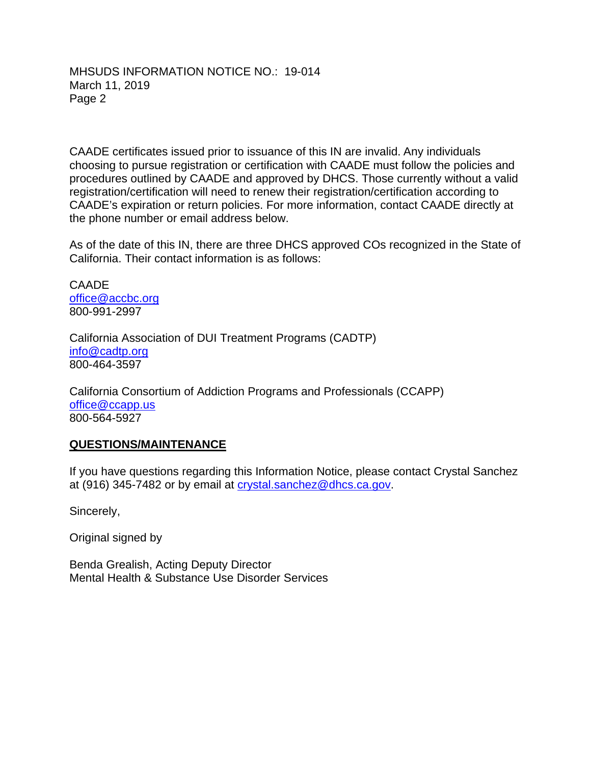CAADE certificates issued prior to issuance of this IN are invalid. Any individuals choosing to pursue registration or certification with CAADE must follow the policies and procedures outlined by CAADE and approved by DHCS. Those currently without a valid registration/certification will need to renew their registration/certification according to CAADE's expiration or return policies. For more information, contact CAADE directly at the phone number or email address below.

As of the date of this IN, there are three DHCS approved COs recognized in the State of California. Their contact information is as follows:

CAADE
office@accbc.org
800-991-2997

California Association of DUI Treatment Programs (CADTP)
info@cadtp.org
800-464-3597

California Consortium of Addiction Programs and Professionals (CCAPP)
office@ccapp.us
800-564-5927

## QUESTIONS/MAINTENANCE

If you have questions regarding this Information Notice, please contact Crystal Sanchez at (916) 345-7482 or by email at crystal.sanchez@dhcs.ca.gov.

Sincerely,

Original signed by

Benda Grealish, Acting Deputy Director
Mental Health & Substance Use Disorder Services